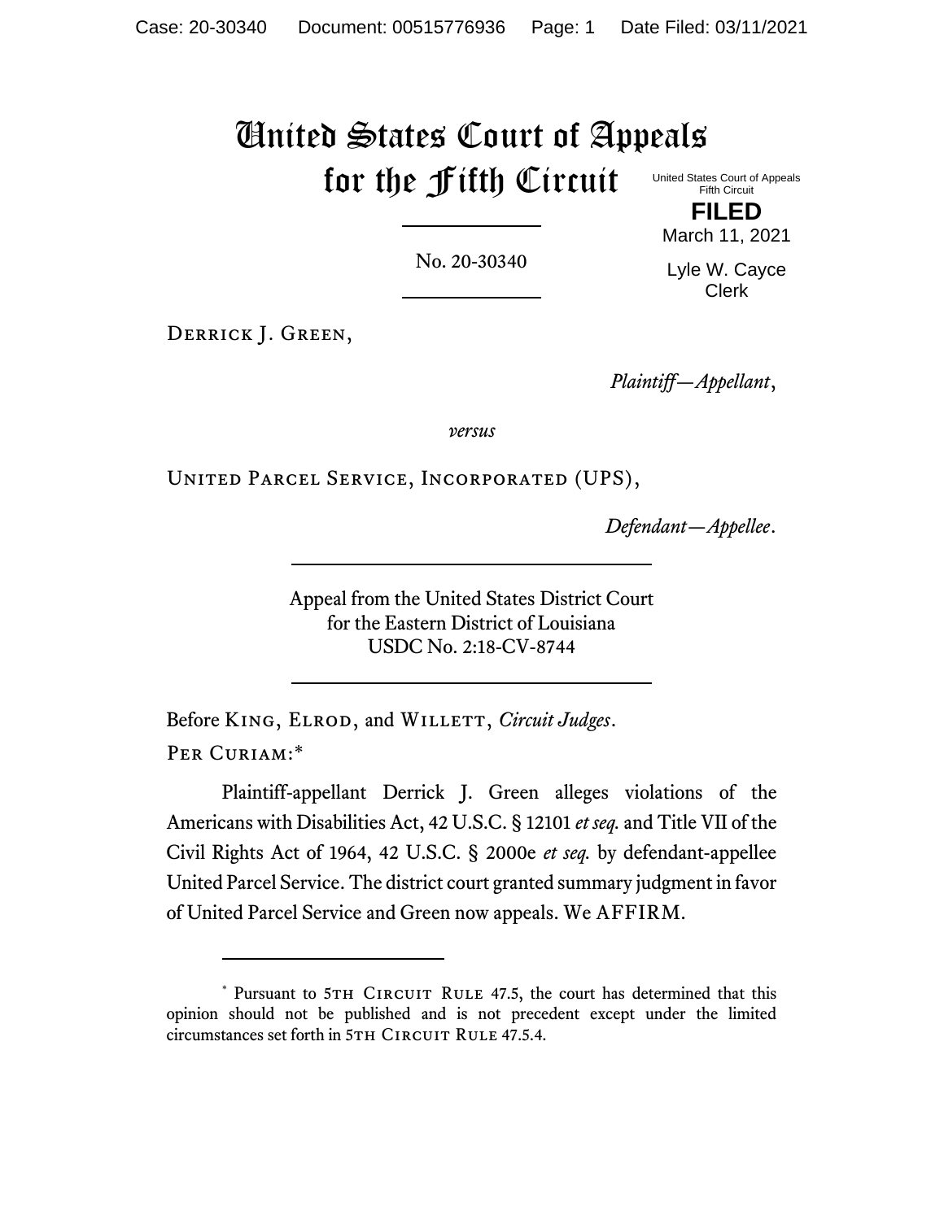# United States Court of Appeals for the Fifth Circuit

United States Court of Appeals
Fifth Circuit

**FILED**

March 11, 2021

Lyle W. Cayce
Clerk

No. 20-30340

Derrick J. Green,

*Plaintiff—Appellant*,

*versus*

United Parcel Service, Incorporated (UPS),

*Defendant—Appellee*.

Appeal from the United States District Court
for the Eastern District of Louisiana
USDC No. 2:18-CV-8744

Before King, Elrod, and Willett, *Circuit Judges*.

Per Curiam:*

Plaintiff-appellant Derrick J. Green alleges violations of the Americans with Disabilities Act, 42 U.S.C. § 12101 *et seq.* and Title VII of the Civil Rights Act of 1964, 42 U.S.C. § 2000e *et seq.* by defendant-appellee United Parcel Service. The district court granted summary judgment in favor of United Parcel Service and Green now appeals. We AFFIRM.

---

* Pursuant to 5th Circuit Rule 47.5, the court has determined that this opinion should not be published and is not precedent except under the limited circumstances set forth in 5th Circuit Rule 47.5.4.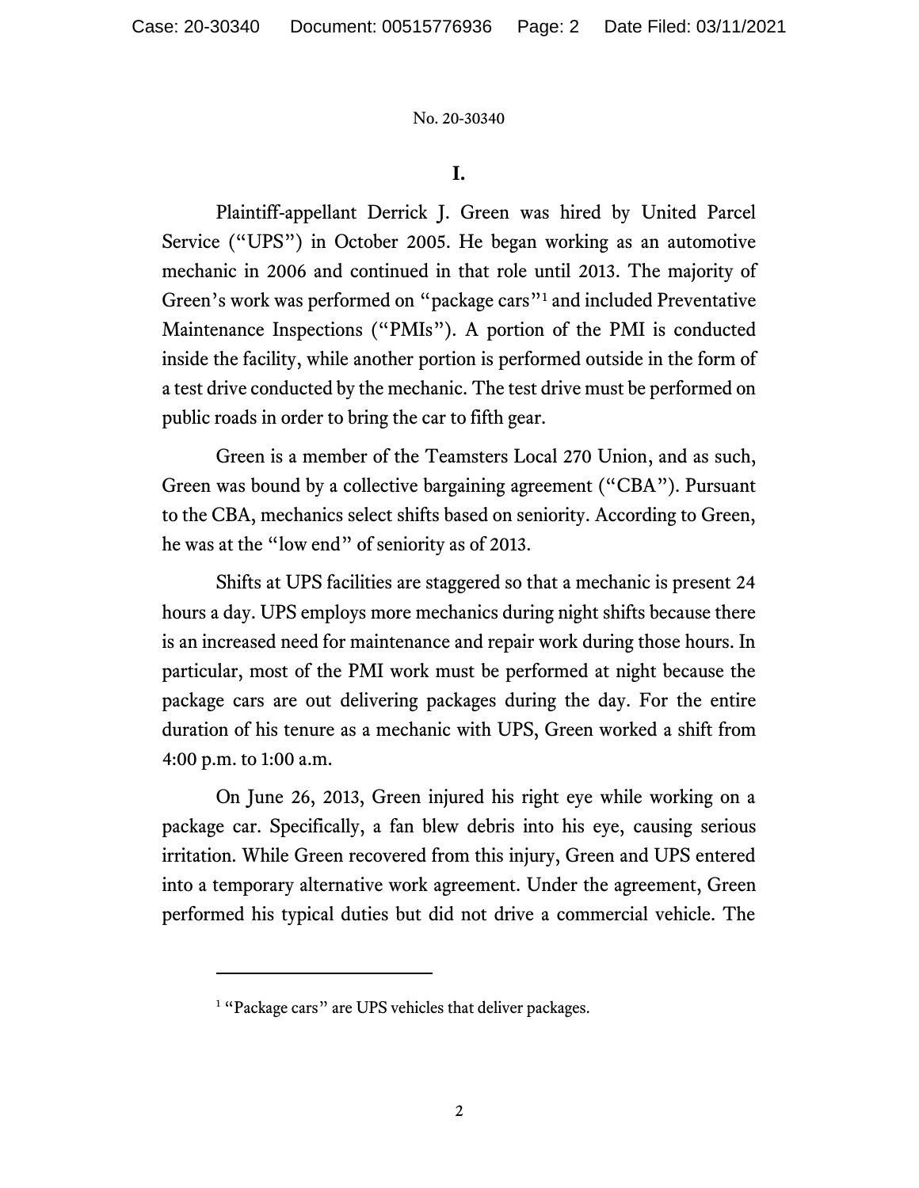## I.

Plaintiff-appellant Derrick J. Green was hired by United Parcel Service ("UPS") in October 2005. He began working as an automotive mechanic in 2006 and continued in that role until 2013. The majority of Green's work was performed on "package cars"[1] and included Preventative Maintenance Inspections ("PMIs"). A portion of the PMI is conducted inside the facility, while another portion is performed outside in the form of a test drive conducted by the mechanic. The test drive must be performed on public roads in order to bring the car to fifth gear.

Green is a member of the Teamsters Local 270 Union, and as such, Green was bound by a collective bargaining agreement ("CBA"). Pursuant to the CBA, mechanics select shifts based on seniority. According to Green, he was at the "low end" of seniority as of 2013.

Shifts at UPS facilities are staggered so that a mechanic is present 24 hours a day. UPS employs more mechanics during night shifts because there is an increased need for maintenance and repair work during those hours. In particular, most of the PMI work must be performed at night because the package cars are out delivering packages during the day. For the entire duration of his tenure as a mechanic with UPS, Green worked a shift from 4:00 p.m. to 1:00 a.m.

On June 26, 2013, Green injured his right eye while working on a package car. Specifically, a fan blew debris into his eye, causing serious irritation. While Green recovered from this injury, Green and UPS entered into a temporary alternative work agreement. Under the agreement, Green performed his typical duties but did not drive a commercial vehicle. The

[1] "Package cars" are UPS vehicles that deliver packages.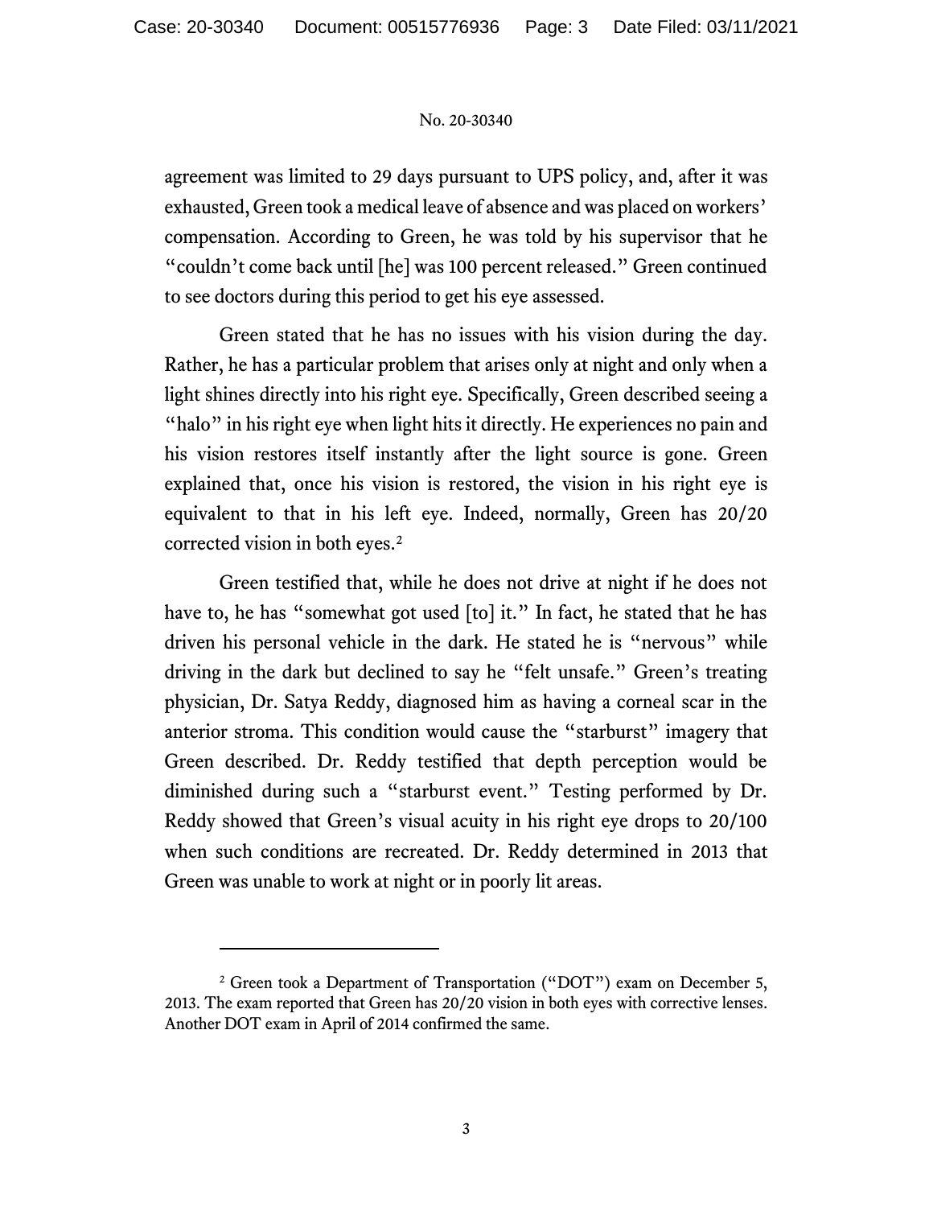agreement was limited to 29 days pursuant to UPS policy, and, after it was exhausted, Green took a medical leave of absence and was placed on workers' compensation. According to Green, he was told by his supervisor that he "couldn't come back until [he] was 100 percent released." Green continued to see doctors during this period to get his eye assessed.

Green stated that he has no issues with his vision during the day. Rather, he has a particular problem that arises only at night and only when a light shines directly into his right eye. Specifically, Green described seeing a "halo" in his right eye when light hits it directly. He experiences no pain and his vision restores itself instantly after the light source is gone. Green explained that, once his vision is restored, the vision in his right eye is equivalent to that in his left eye. Indeed, normally, Green has 20/20 corrected vision in both eyes.[2]

Green testified that, while he does not drive at night if he does not have to, he has "somewhat got used [to] it." In fact, he stated that he has driven his personal vehicle in the dark. He stated he is "nervous" while driving in the dark but declined to say he "felt unsafe." Green's treating physician, Dr. Satya Reddy, diagnosed him as having a corneal scar in the anterior stroma. This condition would cause the "starburst" imagery that Green described. Dr. Reddy testified that depth perception would be diminished during such a "starburst event." Testing performed by Dr. Reddy showed that Green's visual acuity in his right eye drops to 20/100 when such conditions are recreated. Dr. Reddy determined in 2013 that Green was unable to work at night or in poorly lit areas.

---

[2] Green took a Department of Transportation ("DOT") exam on December 5, 2013. The exam reported that Green has 20/20 vision in both eyes with corrective lenses. Another DOT exam in April of 2014 confirmed the same.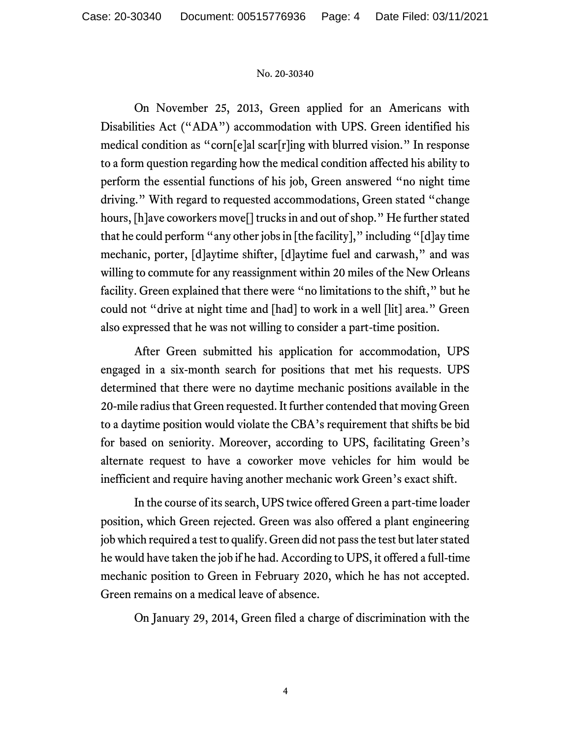On November 25, 2013, Green applied for an Americans with Disabilities Act ("ADA") accommodation with UPS. Green identified his medical condition as "corn[e]al scar[r]ing with blurred vision." In response to a form question regarding how the medical condition affected his ability to perform the essential functions of his job, Green answered "no night time driving." With regard to requested accommodations, Green stated "change hours, [h]ave coworkers move[] trucks in and out of shop." He further stated that he could perform "any other jobs in [the facility]," including "[d]ay time mechanic, porter, [d]aytime shifter, [d]aytime fuel and carwash," and was willing to commute for any reassignment within 20 miles of the New Orleans facility. Green explained that there were "no limitations to the shift," but he could not "drive at night time and [had] to work in a well [lit] area." Green also expressed that he was not willing to consider a part-time position.

After Green submitted his application for accommodation, UPS engaged in a six-month search for positions that met his requests. UPS determined that there were no daytime mechanic positions available in the 20-mile radius that Green requested. It further contended that moving Green to a daytime position would violate the CBA's requirement that shifts be bid for based on seniority. Moreover, according to UPS, facilitating Green's alternate request to have a coworker move vehicles for him would be inefficient and require having another mechanic work Green's exact shift.

In the course of its search, UPS twice offered Green a part-time loader position, which Green rejected. Green was also offered a plant engineering job which required a test to qualify. Green did not pass the test but later stated he would have taken the job if he had. According to UPS, it offered a full-time mechanic position to Green in February 2020, which he has not accepted. Green remains on a medical leave of absence.

On January 29, 2014, Green filed a charge of discrimination with the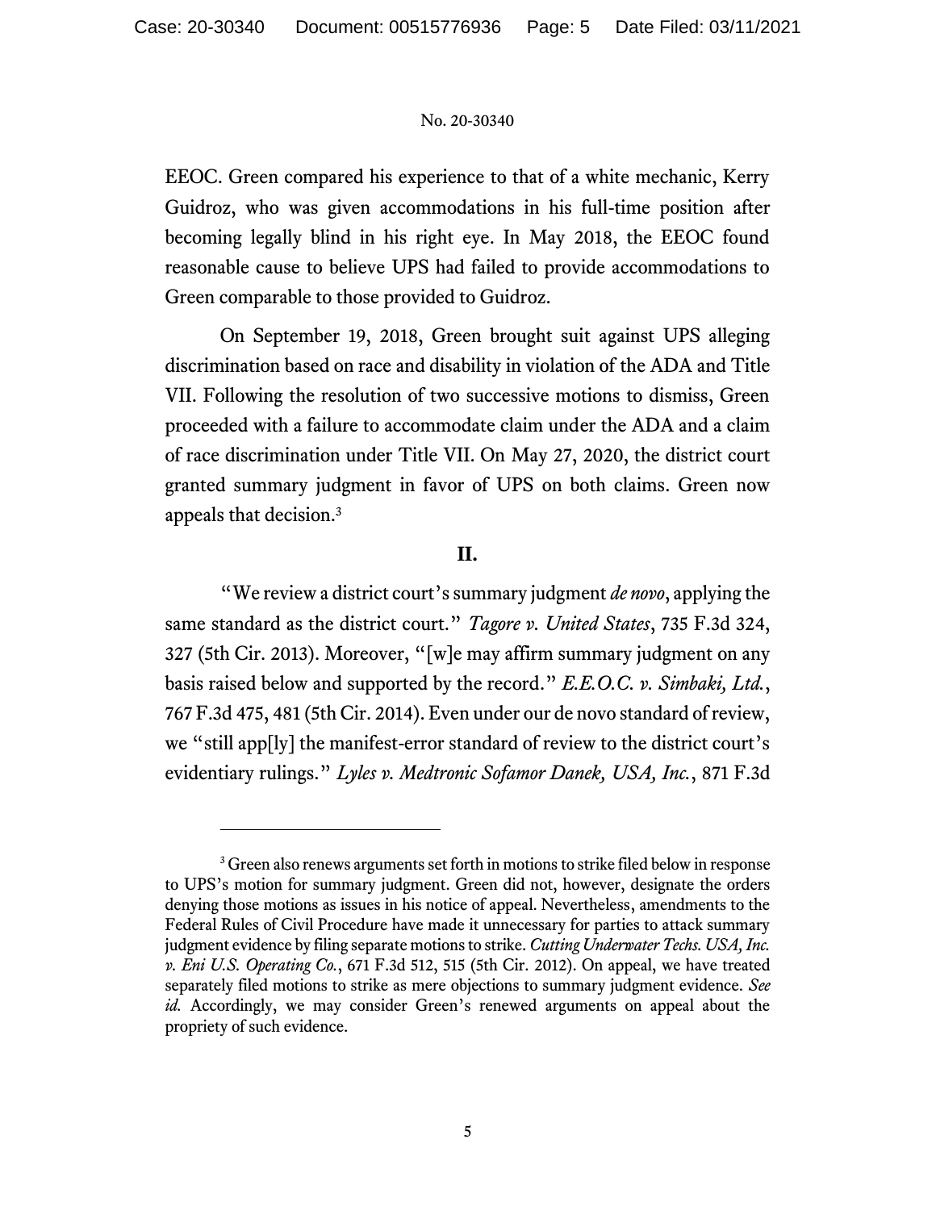EEOC. Green compared his experience to that of a white mechanic, Kerry Guidroz, who was given accommodations in his full-time position after becoming legally blind in his right eye. In May 2018, the EEOC found reasonable cause to believe UPS had failed to provide accommodations to Green comparable to those provided to Guidroz.

On September 19, 2018, Green brought suit against UPS alleging discrimination based on race and disability in violation of the ADA and Title VII. Following the resolution of two successive motions to dismiss, Green proceeded with a failure to accommodate claim under the ADA and a claim of race discrimination under Title VII. On May 27, 2020, the district court granted summary judgment in favor of UPS on both claims. Green now appeals that decision.[3]

## II.

"We review a district court's summary judgment *de novo*, applying the same standard as the district court." *Tagore v. United States*, 735 F.3d 324, 327 (5th Cir. 2013). Moreover, "[w]e may affirm summary judgment on any basis raised below and supported by the record." *E.E.O.C. v. Simbaki, Ltd.*, 767 F.3d 475, 481 (5th Cir. 2014). Even under our de novo standard of review, we "still app[ly] the manifest-error standard of review to the district court's evidentiary rulings." *Lyles v. Medtronic Sofamor Danek, USA, Inc.*, 871 F.3d

---

[3] Green also renews arguments set forth in motions to strike filed below in response to UPS's motion for summary judgment. Green did not, however, designate the orders denying those motions as issues in his notice of appeal. Nevertheless, amendments to the Federal Rules of Civil Procedure have made it unnecessary for parties to attack summary judgment evidence by filing separate motions to strike. *Cutting Underwater Techs. USA, Inc. v. Eni U.S. Operating Co.*, 671 F.3d 512, 515 (5th Cir. 2012). On appeal, we have treated separately filed motions to strike as mere objections to summary judgment evidence. *See id.* Accordingly, we may consider Green's renewed arguments on appeal about the propriety of such evidence.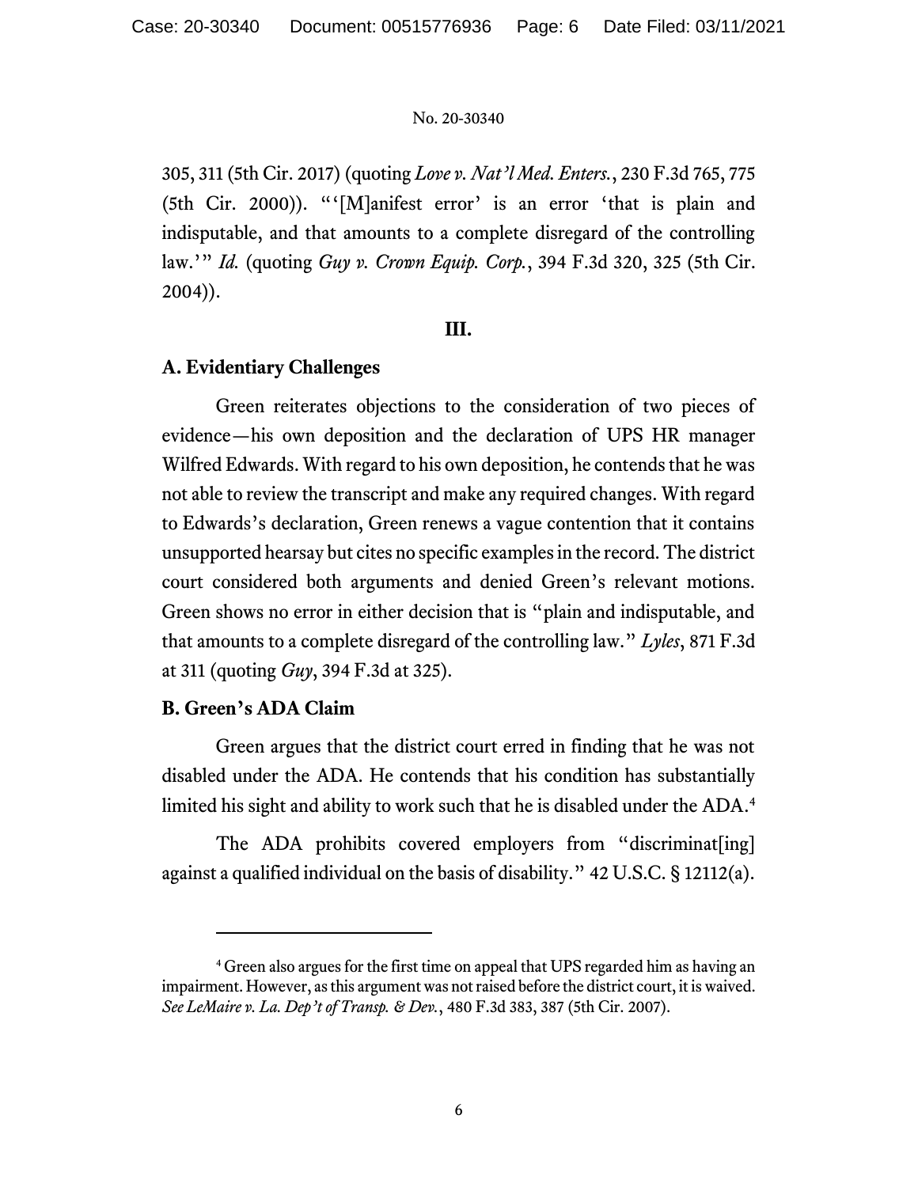305, 311 (5th Cir. 2017) (quoting *Love v. Nat'l Med. Enters.*, 230 F.3d 765, 775 (5th Cir. 2000)). "'[M]anifest error' is an error 'that is plain and indisputable, and that amounts to a complete disregard of the controlling law.'" *Id.* (quoting *Guy v. Crown Equip. Corp.*, 394 F.3d 320, 325 (5th Cir. 2004)).

## III.

### A. Evidentiary Challenges

Green reiterates objections to the consideration of two pieces of evidence—his own deposition and the declaration of UPS HR manager Wilfred Edwards. With regard to his own deposition, he contends that he was not able to review the transcript and make any required changes. With regard to Edwards's declaration, Green renews a vague contention that it contains unsupported hearsay but cites no specific examples in the record. The district court considered both arguments and denied Green's relevant motions. Green shows no error in either decision that is "plain and indisputable, and that amounts to a complete disregard of the controlling law." *Lyles*, 871 F.3d at 311 (quoting *Guy*, 394 F.3d at 325).

### B. Green's ADA Claim

Green argues that the district court erred in finding that he was not disabled under the ADA. He contends that his condition has substantially limited his sight and ability to work such that he is disabled under the ADA.[4]

The ADA prohibits covered employers from "discriminat[ing] against a qualified individual on the basis of disability." 42 U.S.C. § 12112(a).

---

[4] Green also argues for the first time on appeal that UPS regarded him as having an impairment. However, as this argument was not raised before the district court, it is waived. *See LeMaire v. La. Dep't of Transp. & Dev.*, 480 F.3d 383, 387 (5th Cir. 2007).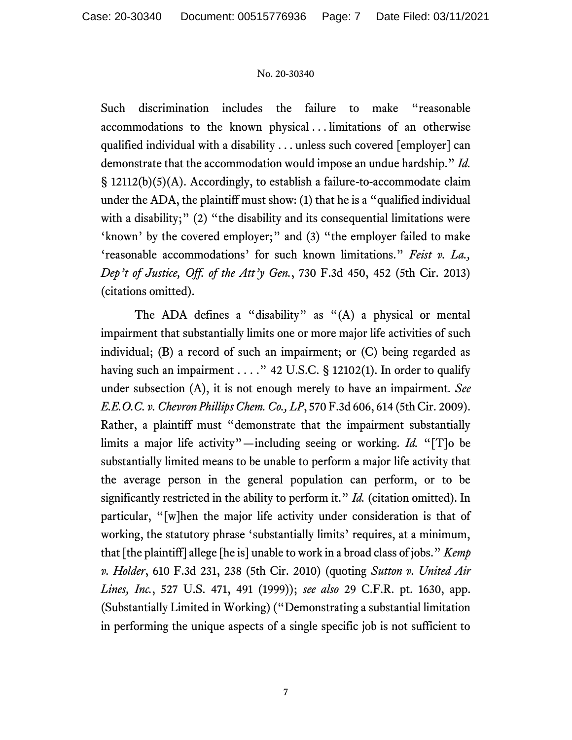Such discrimination includes the failure to make "reasonable accommodations to the known physical . . . limitations of an otherwise qualified individual with a disability . . . unless such covered [employer] can demonstrate that the accommodation would impose an undue hardship." *Id.* § 12112(b)(5)(A). Accordingly, to establish a failure-to-accommodate claim under the ADA, the plaintiff must show: (1) that he is a "qualified individual with a disability;" (2) "the disability and its consequential limitations were 'known' by the covered employer;" and (3) "the employer failed to make 'reasonable accommodations' for such known limitations." *Feist v. La., Dep't of Justice, Off. of the Att'y Gen.*, 730 F.3d 450, 452 (5th Cir. 2013) (citations omitted).

The ADA defines a "disability" as "(A) a physical or mental impairment that substantially limits one or more major life activities of such individual; (B) a record of such an impairment; or (C) being regarded as having such an impairment . . . ." 42 U.S.C. § 12102(1). In order to qualify under subsection (A), it is not enough merely to have an impairment. *See E.E.O.C. v. Chevron Phillips Chem. Co., LP*, 570 F.3d 606, 614 (5th Cir. 2009). Rather, a plaintiff must "demonstrate that the impairment substantially limits a major life activity"—including seeing or working. *Id.* "[T]o be substantially limited means to be unable to perform a major life activity that the average person in the general population can perform, or to be significantly restricted in the ability to perform it." *Id.* (citation omitted). In particular, "[w]hen the major life activity under consideration is that of working, the statutory phrase 'substantially limits' requires, at a minimum, that [the plaintiff] allege [he is] unable to work in a broad class of jobs." *Kemp v. Holder*, 610 F.3d 231, 238 (5th Cir. 2010) (quoting *Sutton v. United Air Lines, Inc.*, 527 U.S. 471, 491 (1999)); *see also* 29 C.F.R. pt. 1630, app. (Substantially Limited in Working) ("Demonstrating a substantial limitation in performing the unique aspects of a single specific job is not sufficient to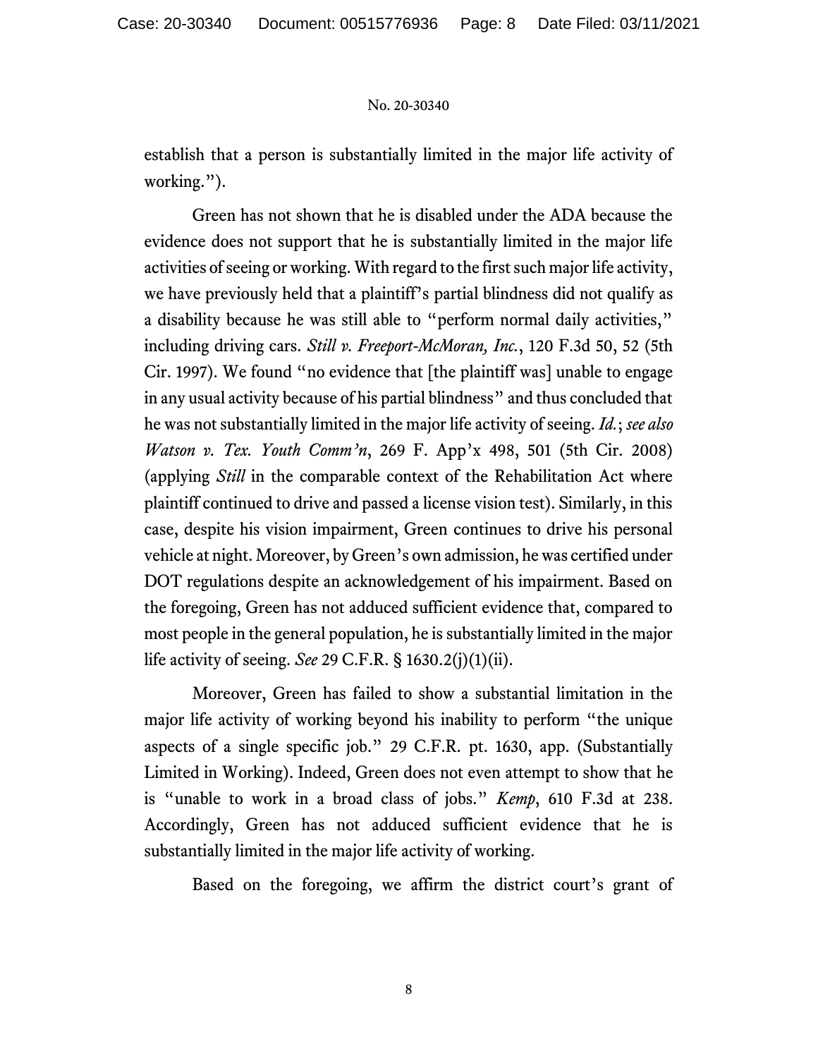establish that a person is substantially limited in the major life activity of working.").

Green has not shown that he is disabled under the ADA because the evidence does not support that he is substantially limited in the major life activities of seeing or working. With regard to the first such major life activity, we have previously held that a plaintiff's partial blindness did not qualify as a disability because he was still able to "perform normal daily activities," including driving cars. *Still v. Freeport-McMoran, Inc.*, 120 F.3d 50, 52 (5th Cir. 1997). We found "no evidence that [the plaintiff was] unable to engage in any usual activity because of his partial blindness" and thus concluded that he was not substantially limited in the major life activity of seeing. *Id.*; *see also Watson v. Tex. Youth Comm'n*, 269 F. App'x 498, 501 (5th Cir. 2008) (applying *Still* in the comparable context of the Rehabilitation Act where plaintiff continued to drive and passed a license vision test). Similarly, in this case, despite his vision impairment, Green continues to drive his personal vehicle at night. Moreover, by Green's own admission, he was certified under DOT regulations despite an acknowledgement of his impairment. Based on the foregoing, Green has not adduced sufficient evidence that, compared to most people in the general population, he is substantially limited in the major life activity of seeing. *See* 29 C.F.R. § 1630.2(j)(1)(ii).

Moreover, Green has failed to show a substantial limitation in the major life activity of working beyond his inability to perform "the unique aspects of a single specific job." 29 C.F.R. pt. 1630, app. (Substantially Limited in Working). Indeed, Green does not even attempt to show that he is "unable to work in a broad class of jobs." *Kemp*, 610 F.3d at 238. Accordingly, Green has not adduced sufficient evidence that he is substantially limited in the major life activity of working.

Based on the foregoing, we affirm the district court's grant of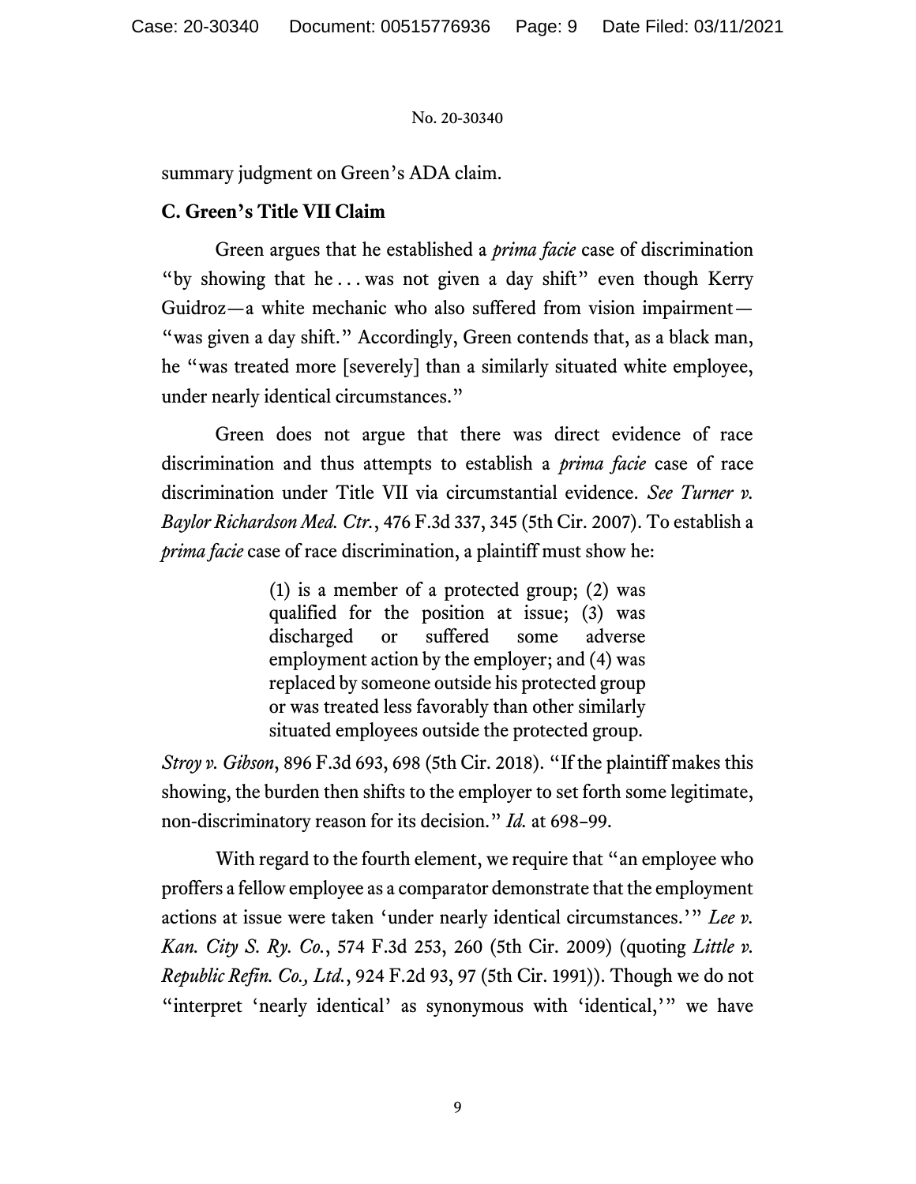summary judgment on Green's ADA claim.

### C. Green's Title VII Claim

Green argues that he established a *prima facie* case of discrimination "by showing that he . . . was not given a day shift" even though Kerry Guidroz—a white mechanic who also suffered from vision impairment—"was given a day shift." Accordingly, Green contends that, as a black man, he "was treated more [severely] than a similarly situated white employee, under nearly identical circumstances."

Green does not argue that there was direct evidence of race discrimination and thus attempts to establish a *prima facie* case of race discrimination under Title VII via circumstantial evidence. *See Turner v. Baylor Richardson Med. Ctr.*, 476 F.3d 337, 345 (5th Cir. 2007). To establish a *prima facie* case of race discrimination, a plaintiff must show he:

> (1) is a member of a protected group; (2) was qualified for the position at issue; (3) was discharged or suffered some adverse employment action by the employer; and (4) was replaced by someone outside his protected group or was treated less favorably than other similarly situated employees outside the protected group.

*Stroy v. Gibson*, 896 F.3d 693, 698 (5th Cir. 2018). "If the plaintiff makes this showing, the burden then shifts to the employer to set forth some legitimate, non-discriminatory reason for its decision." *Id.* at 698–99.

With regard to the fourth element, we require that "an employee who proffers a fellow employee as a comparator demonstrate that the employment actions at issue were taken 'under nearly identical circumstances.'" *Lee v. Kan. City S. Ry. Co.*, 574 F.3d 253, 260 (5th Cir. 2009) (quoting *Little v. Republic Refin. Co., Ltd.*, 924 F.2d 93, 97 (5th Cir. 1991)). Though we do not "interpret 'nearly identical' as synonymous with 'identical,'" we have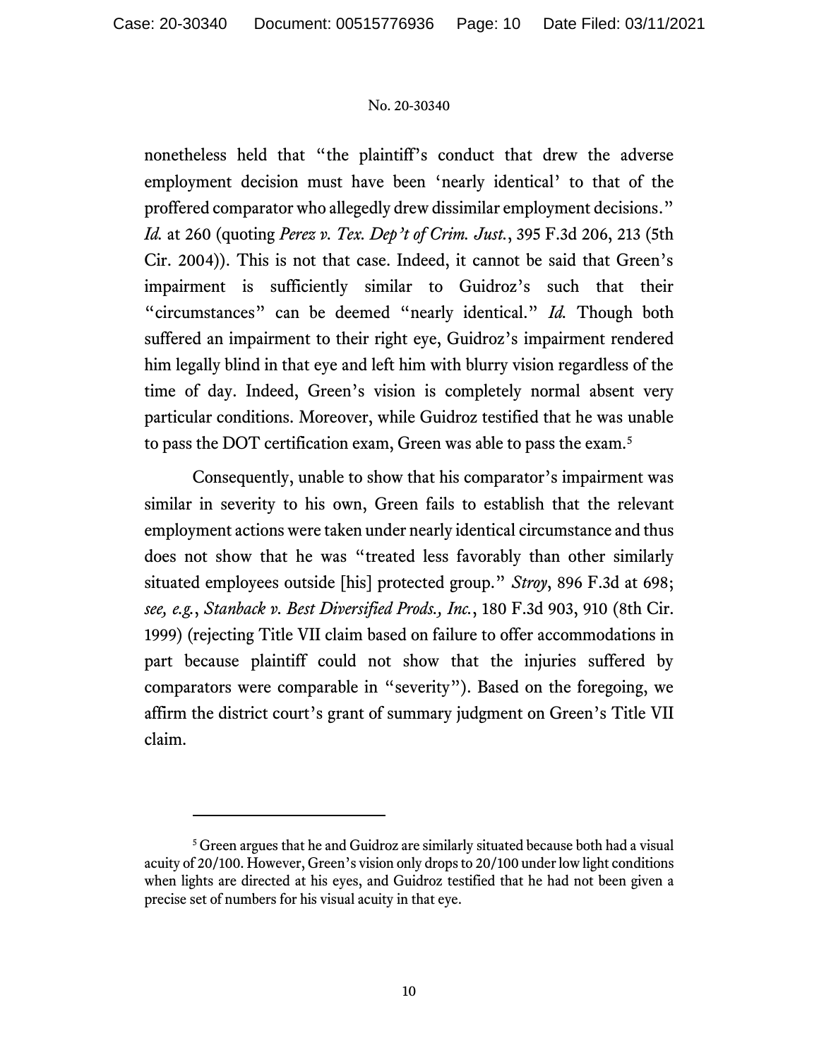nonetheless held that "the plaintiff's conduct that drew the adverse employment decision must have been 'nearly identical' to that of the proffered comparator who allegedly drew dissimilar employment decisions." *Id.* at 260 (quoting *Perez v. Tex. Dep't of Crim. Just.*, 395 F.3d 206, 213 (5th Cir. 2004)). This is not that case. Indeed, it cannot be said that Green's impairment is sufficiently similar to Guidroz's such that their "circumstances" can be deemed "nearly identical." *Id.* Though both suffered an impairment to their right eye, Guidroz's impairment rendered him legally blind in that eye and left him with blurry vision regardless of the time of day. Indeed, Green's vision is completely normal absent very particular conditions. Moreover, while Guidroz testified that he was unable to pass the DOT certification exam, Green was able to pass the exam.[5]

Consequently, unable to show that his comparator's impairment was similar in severity to his own, Green fails to establish that the relevant employment actions were taken under nearly identical circumstance and thus does not show that he was "treated less favorably than other similarly situated employees outside [his] protected group." *Stroy*, 896 F.3d at 698; *see, e.g.*, *Stanback v. Best Diversified Prods., Inc.*, 180 F.3d 903, 910 (8th Cir. 1999) (rejecting Title VII claim based on failure to offer accommodations in part because plaintiff could not show that the injuries suffered by comparators were comparable in "severity"). Based on the foregoing, we affirm the district court's grant of summary judgment on Green's Title VII claim.

---

[5] Green argues that he and Guidroz are similarly situated because both had a visual acuity of 20/100. However, Green's vision only drops to 20/100 under low light conditions when lights are directed at his eyes, and Guidroz testified that he had not been given a precise set of numbers for his visual acuity in that eye.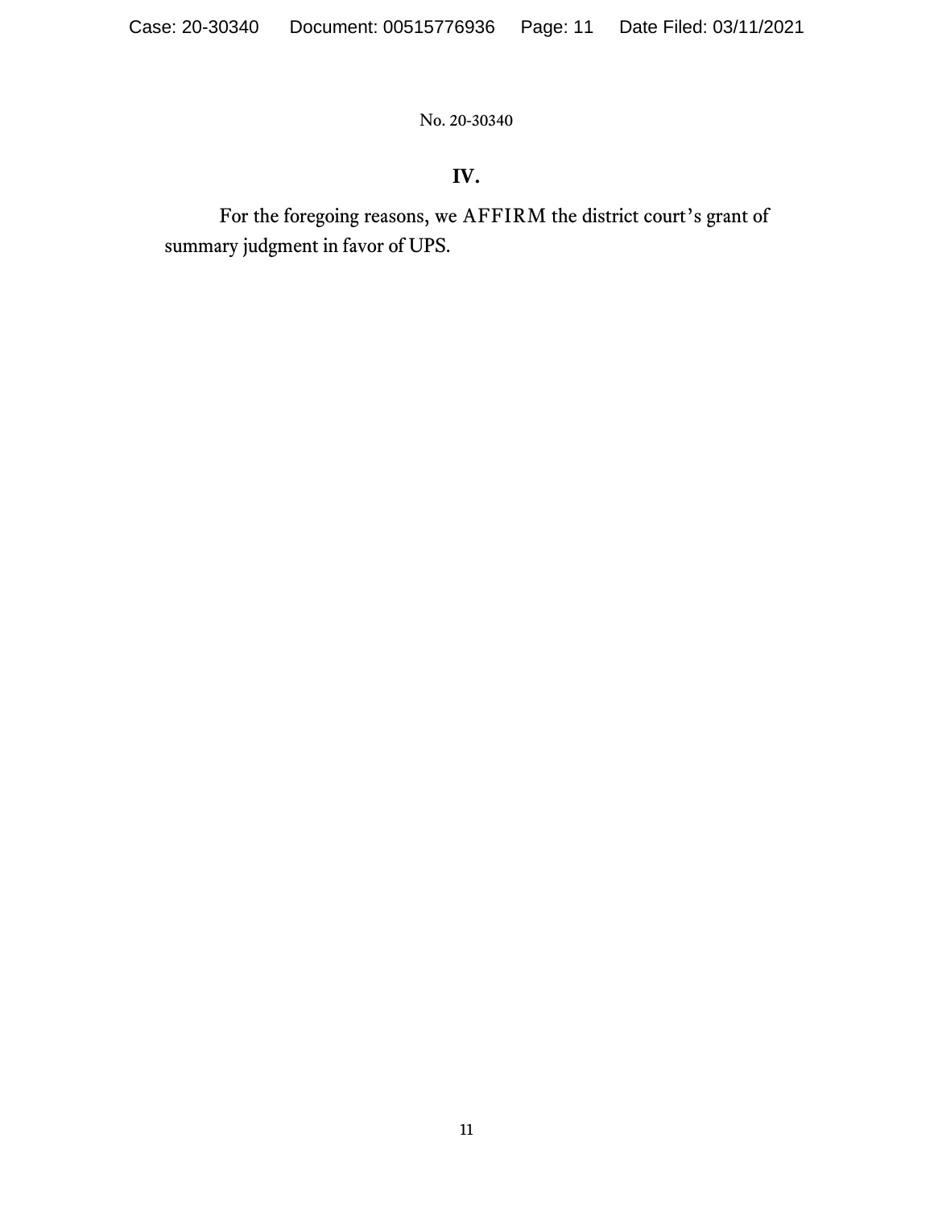## IV.

For the foregoing reasons, we AFFIRM the district court's grant of summary judgment in favor of UPS.